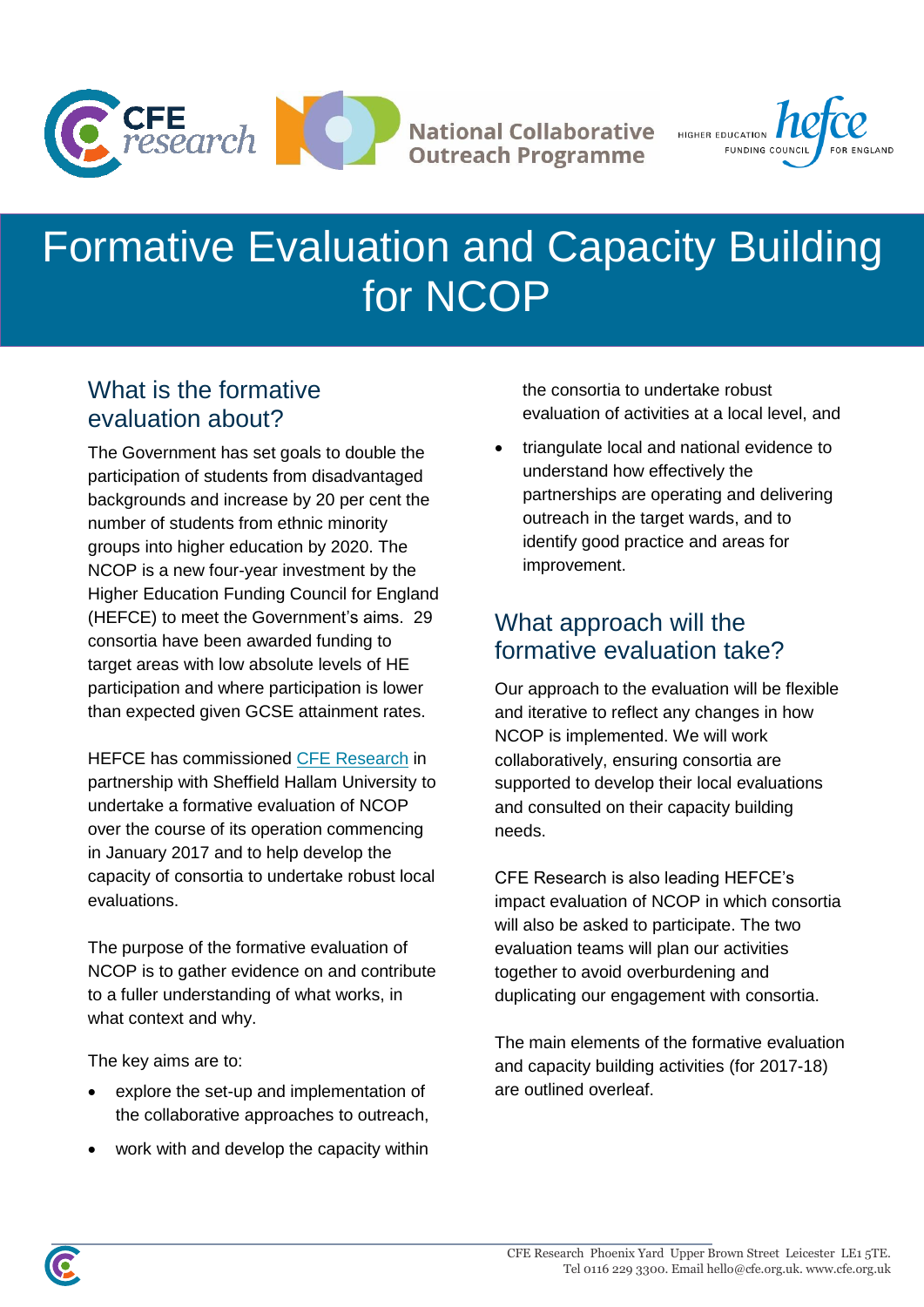# Formative Evaluation and Capacity Building for NCOP

## What is the formative evaluation about?

The Government has set goals to double the participation of students from disadvantaged backgrounds and increase by 20 per cent the number of students from ethnic minority groups into higher education by 2020. The NCOP is a new four-year investment by the Higher Education Funding Council for England (HEFCE) to meet the Government's aims. 29 consortia have been awarded funding to target areas with low absolute levels of HE participation and where participation is lower than expected given GCSE attainment rates.

HEFCE has commissioned [CFE Research](www.cfe.org.uk) in partnership with Sheffield Hallam University to undertake a formative evaluation of NCOP over the course of its operation commencing in January 2017 and to help develop the capacity of consortia to undertake robust local evaluations.

The purpose of the formative evaluation of NCOP is to gather evidence on and contribute to a fuller understanding of what works, in what context and why.

The key aims are to:

- explore the set-up and implementation of the collaborative approaches to outreach,
- work with and develop the capacity within the consortia to undertake robust evaluation of activities at a local level, and
- triangulate local and national evidence to understand how effectively the partnerships are operating and delivering outreach in the target wards, and to identify good practice and areas for improvement.

## What approach will the formative evaluation take?

Our approach to the evaluation will be flexible and iterative to reflect any changes in how NCOP is implemented. We will work collaboratively, ensuring consortia are supported to develop their local evaluations and consulted on their capacity building needs.

CFE Research is also leading HEFCE's impact evaluation of NCOP in which consortia will also be asked to participate. The two evaluation teams will plan our activities together to avoid overburdening and duplicating our engagement with consortia.

The main elements of the formative evaluation and capacity building activities (for 2017-18) are outlined overleaf.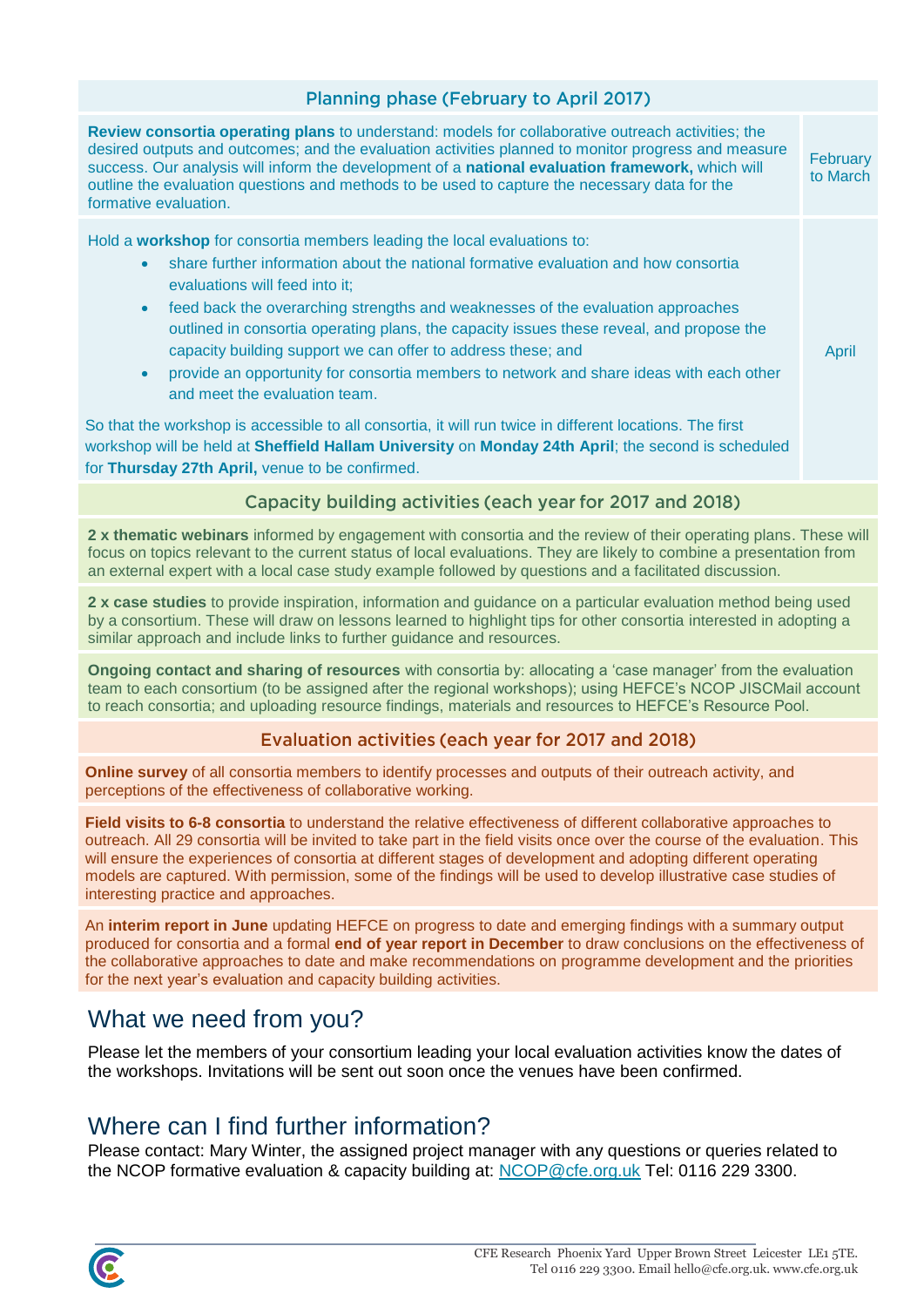## Planning phase (February to April 2017)

| | |
|---|---|
| **Review consortia operating plans** to understand: models for collaborative outreach activities; the desired outputs and outcomes; and the evaluation activities planned to monitor progress and measure success. Our analysis will inform the development of a **national evaluation framework,** which will outline the evaluation questions and methods to be used to capture the necessary data for the formative evaluation. | February to March |
| Hold a **workshop** for consortia members leading the local evaluations to: • share further information about the national formative evaluation and how consortia evaluations will feed into it; • feed back the overarching strengths and weaknesses of the evaluation approaches outlined in consortia operating plans, the capacity issues these reveal, and propose the capacity building support we can offer to address these; and • provide an opportunity for consortia members to network and share ideas with each other and meet the evaluation team. So that the workshop is accessible to all consortia, it will run twice in different locations. The first workshop will be held at **Sheffield Hallam University** on **Monday 24th April**; the second is scheduled for **Thursday 27th April,** venue to be confirmed. | April |

## Capacity building activities (each year for 2017 and 2018)

**2 x thematic webinars** informed by engagement with consortia and the review of their operating plans. These will focus on topics relevant to the current status of local evaluations. They are likely to combine a presentation from an external expert with a local case study example followed by questions and a facilitated discussion.

**2 x case studies** to provide inspiration, information and guidance on a particular evaluation method being used by a consortium. These will draw on lessons learned to highlight tips for other consortia interested in adopting a similar approach and include links to further guidance and resources.

**Ongoing contact and sharing of resources** with consortia by: allocating a 'case manager' from the evaluation team to each consortium (to be assigned after the regional workshops); using HEFCE's NCOP JISCMail account to reach consortia; and uploading resource findings, materials and resources to HEFCE's Resource Pool.

## Evaluation activities (each year for 2017 and 2018)

**Online survey** of all consortia members to identify processes and outputs of their outreach activity, and perceptions of the effectiveness of collaborative working.

**Field visits to 6-8 consortia** to understand the relative effectiveness of different collaborative approaches to outreach. All 29 consortia will be invited to take part in the field visits once over the course of the evaluation. This will ensure the experiences of consortia at different stages of development and adopting different operating models are captured. With permission, some of the findings will be used to develop illustrative case studies of interesting practice and approaches.

An **interim report in June** updating HEFCE on progress to date and emerging findings with a summary output produced for consortia and a formal **end of year report in December** to draw conclusions on the effectiveness of the collaborative approaches to date and make recommendations on programme development and the priorities for the next year's evaluation and capacity building activities.

## What we need from you?

Please let the members of your consortium leading your local evaluation activities know the dates of the workshops. Invitations will be sent out soon once the venues have been confirmed.

## Where can I find further information?

Please contact: Mary Winter, the assigned project manager with any questions or queries related to the NCOP formative evaluation & capacity building at: NCOP@cfe.org.uk Tel: 0116 229 3300.

CFE Research Phoenix Yard Upper Brown Street Leicester LE1 5TE.
Tel 0116 229 3300. Email hello@cfe.org.uk. www.cfe.org.uk